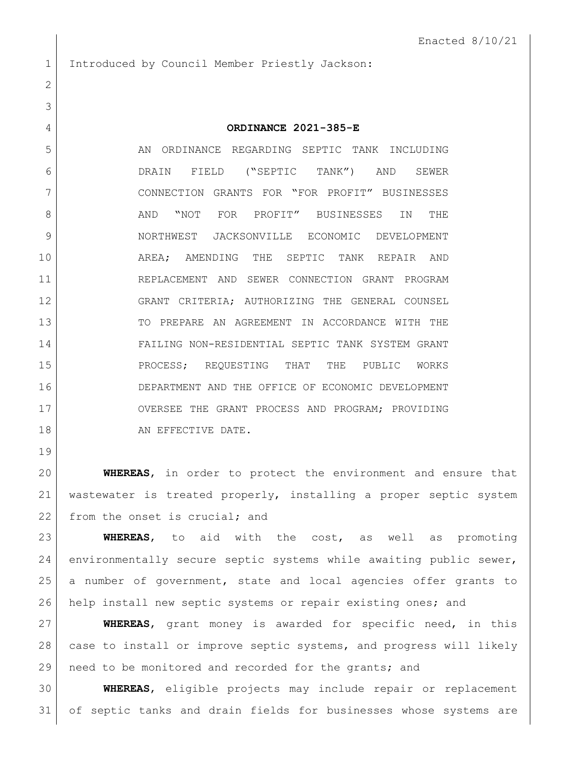Enacted 8/10/21

Introduced by Council Member Priestly Jackson:

**ORDINANCE 2021-385-E**

AN ORDINANCE REGARDING SEPTIC TANK INCLUDING DRAIN FIELD ("SEPTIC TANK") AND SEWER CONNECTION GRANTS FOR "FOR PROFIT" BUSINESSES AND "NOT FOR PROFIT" BUSINESSES IN THE NORTHWEST JACKSONVILLE ECONOMIC DEVELOPMENT AREA; AMENDING THE SEPTIC TANK REPAIR AND REPLACEMENT AND SEWER CONNECTION GRANT PROGRAM GRANT CRITERIA; AUTHORIZING THE GENERAL COUNSEL TO PREPARE AN AGREEMENT IN ACCORDANCE WITH THE FAILING NON-RESIDENTIAL SEPTIC TANK SYSTEM GRANT PROCESS; REQUESTING THAT THE PUBLIC WORKS DEPARTMENT AND THE OFFICE OF ECONOMIC DEVELOPMENT OVERSEE THE GRANT PROCESS AND PROGRAM; PROVIDING AN EFFECTIVE DATE.

**WHEREAS**, in order to protect the environment and ensure that wastewater is treated properly, installing a proper septic system from the onset is crucial; and

**WHEREAS**, to aid with the cost, as well as promoting environmentally secure septic systems while awaiting public sewer, a number of government, state and local agencies offer grants to help install new septic systems or repair existing ones; and

**WHEREAS**, grant money is awarded for specific need, in this case to install or improve septic systems, and progress will likely need to be monitored and recorded for the grants; and

**WHEREAS**, eligible projects may include repair or replacement of septic tanks and drain fields for businesses whose systems are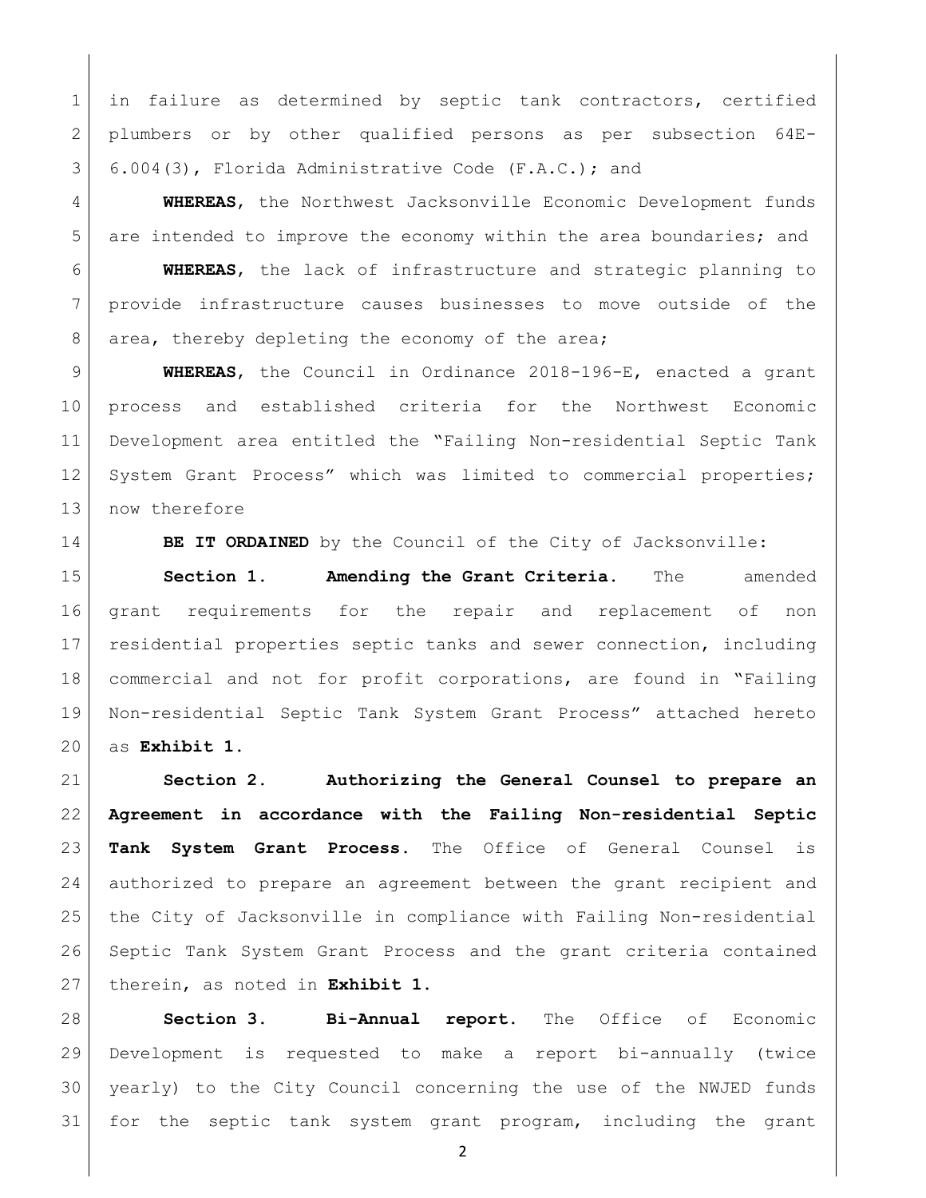in failure as determined by septic tank contractors, certified plumbers or by other qualified persons as per subsection 64E-6.004(3), Florida Administrative Code (F.A.C.); and

**WHEREAS**, the Northwest Jacksonville Economic Development funds are intended to improve the economy within the area boundaries; and

**WHEREAS**, the lack of infrastructure and strategic planning to provide infrastructure causes businesses to move outside of the area, thereby depleting the economy of the area;

**WHEREAS**, the Council in Ordinance 2018-196-E, enacted a grant process and established criteria for the Northwest Economic Development area entitled the "Failing Non-residential Septic Tank System Grant Process" which was limited to commercial properties; now therefore

**BE IT ORDAINED** by the Council of the City of Jacksonville:

**Section 1. Amending the Grant Criteria.** The amended grant requirements for the repair and replacement of non residential properties septic tanks and sewer connection, including commercial and not for profit corporations, are found in "Failing Non-residential Septic Tank System Grant Process" attached hereto as **Exhibit 1.**

**Section 2. Authorizing the General Counsel to prepare an Agreement in accordance with the Failing Non-residential Septic Tank System Grant Process.** The Office of General Counsel is authorized to prepare an agreement between the grant recipient and the City of Jacksonville in compliance with Failing Non-residential Septic Tank System Grant Process and the grant criteria contained therein, as noted in **Exhibit 1.**

**Section 3. Bi-Annual report.** The Office of Economic Development is requested to make a report bi-annually (twice yearly) to the City Council concerning the use of the NWJED funds for the septic tank system grant program, including the grant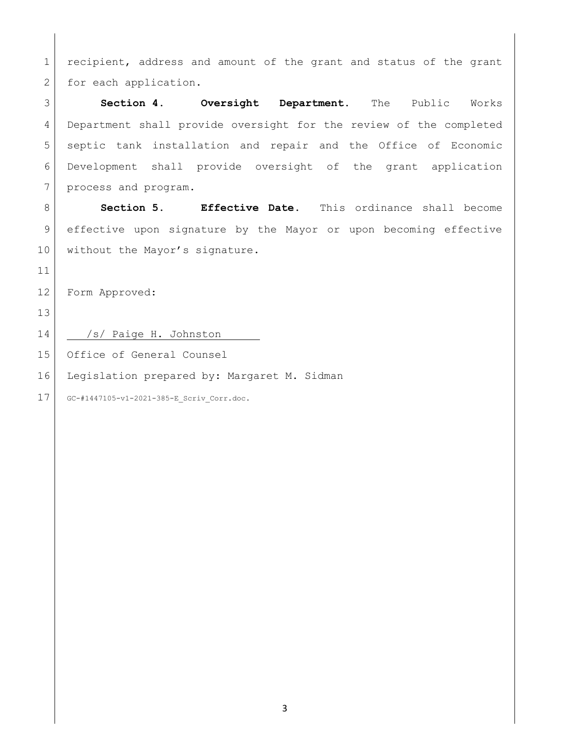recipient, address and amount of the grant and status of the grant for each application.

**Section 4. Oversight Department.** The Public Works Department shall provide oversight for the review of the completed septic tank installation and repair and the Office of Economic Development shall provide oversight of the grant application process and program.

**Section 5. Effective Date.** This ordinance shall become effective upon signature by the Mayor or upon becoming effective without the Mayor's signature.

Form Approved:

/s/ Paige H. Johnston

Office of General Counsel

Legislation prepared by: Margaret M. Sidman

GC-#1447105-v1-2021-385-E_Scriv_Corr.doc.